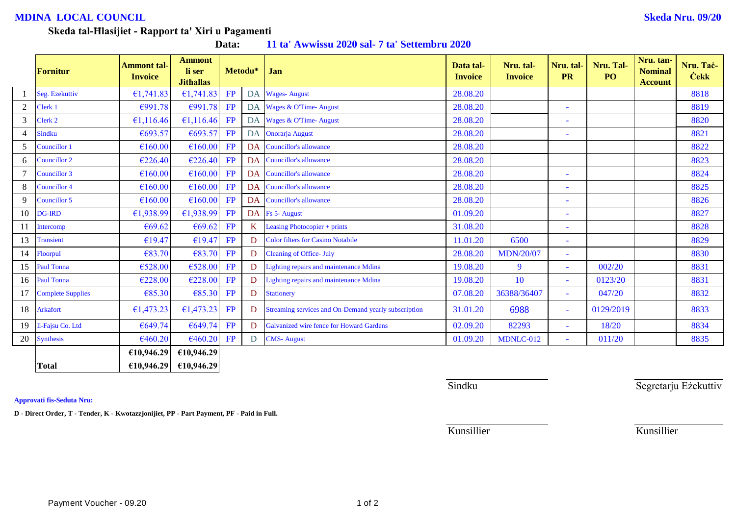**MDINA LOCAL COUNCIL** **Skeda Nru. 09/20**

## Skeda tal-Ħlasijiet - Rapport ta' Xiri u Pagamenti

**Data:** **11 ta' Awwissu 2020 sal- 7 ta' Settembru 2020**

| | Fornitur | Ammont tal-Invoice | Ammont li ser Jithallas | Metodu* | | Jan | Data tal-Invoice | Nru. tal-Invoice | Nru. tal-PR | Nru. Tal-PO | Nru. tan-Nominal Account | Nru. Taċ-Ċekk |
|---|---|---|---|---|---|---|---|---|---|---|---|---|
| 1 | Seg. Ezekuttiv | €1,741.83 | €1,741.83 | FP | DA | Wages- August | 28.08.20 | | | | | 8818 |
| 2 | Clerk 1 | €991.78 | €991.78 | FP | DA | Wages & O'Time- August | 28.08.20 | | - | | | 8819 |
| 3 | Clerk 2 | €1,116.46 | €1,116.46 | FP | DA | Wages & O'Time- August | 28.08.20 | | - | | | 8820 |
| 4 | Sindku | €693.57 | €693.57 | FP | DA | Onorarja August | 28.08.20 | | - | | | 8821 |
| 5 | Councillor 1 | €160.00 | €160.00 | FP | DA | Councillor's allowance | 28.08.20 | | | | | 8822 |
| 6 | Councillor 2 | €226.40 | €226.40 | FP | DA | Councillor's allowance | 28.08.20 | | | | | 8823 |
| 7 | Councillor 3 | €160.00 | €160.00 | FP | DA | Councillor's allowance | 28.08.20 | | - | | | 8824 |
| 8 | Councillor 4 | €160.00 | €160.00 | FP | DA | Councillor's allowance | 28.08.20 | | - | | | 8825 |
| 9 | Councillor 5 | €160.00 | €160.00 | FP | DA | Councillor's allowance | 28.08.20 | | - | | | 8826 |
| 10 | DG-IRD | €1,938.99 | €1,938.99 | FP | DA | Fs 5- August | 01.09.20 | | - | | | 8827 |
| 11 | Intercomp | €69.62 | €69.62 | FP | K | Leasing Photocopier + prints | 31.08.20 | | - | | | 8828 |
| 13 | Transient | €19.47 | €19.47 | FP | D | Color filters for Casino Notabile | 11.01.20 | 6500 | - | | | 8829 |
| 14 | Floorpul | €83.70 | €83.70 | FP | D | Cleaning of Office- July | 28.08.20 | MDN/20/07 | - | | | 8830 |
| 15 | Paul Tonna | €528.00 | €528.00 | FP | D | Lighting repairs and maintenance Mdina | 19.08.20 | 9 | - | 002/20 | | 8831 |
| 16 | Paul Tonna | €228.00 | €228.00 | FP | D | Lighting repairs and maintenance Mdina | 19.08.20 | 10 | - | 0123/20 | | 8831 |
| 17 | Complete Supplies | €85.30 | €85.30 | FP | D | Stationery | 07.08.20 | 36388/36407 | - | 047/20 | | 8832 |
| 18 | Arkafort | €1,473.23 | €1,473.23 | FP | D | Streaming services and On-Demand yearly subscription | 31.01.20 | 6988 | - | 0129/2019 | | 8833 |
| 19 | Il-Fajsu Co. Ltd | €649.74 | €649.74 | FP | D | Galvanized wire fence for Howard Gardens | 02.09.20 | 82293 | - | 18/20 | | 8834 |
| 20 | Synthesis | €460.20 | €460.20 | FP | D | CMS- August | 01.09.20 | MDNLC-012 | - | 011/20 | | 8835 |
| | | €10,946.29 | €10,946.29 | | | | | | | | | |
| | **Total** | **€10,946.29** | **€10,946.29** | | | | | | | | | |

Sindku

Segretarju Eżekuttiv

**Approvati fis-Seduta Nru:**

**D - Direct Order, T - Tender, K - Kwotazzjonijiet, PP - Part Payment, PF - Paid in Full.**

Kunsillier

Kunsillier

Payment Voucher - 09.20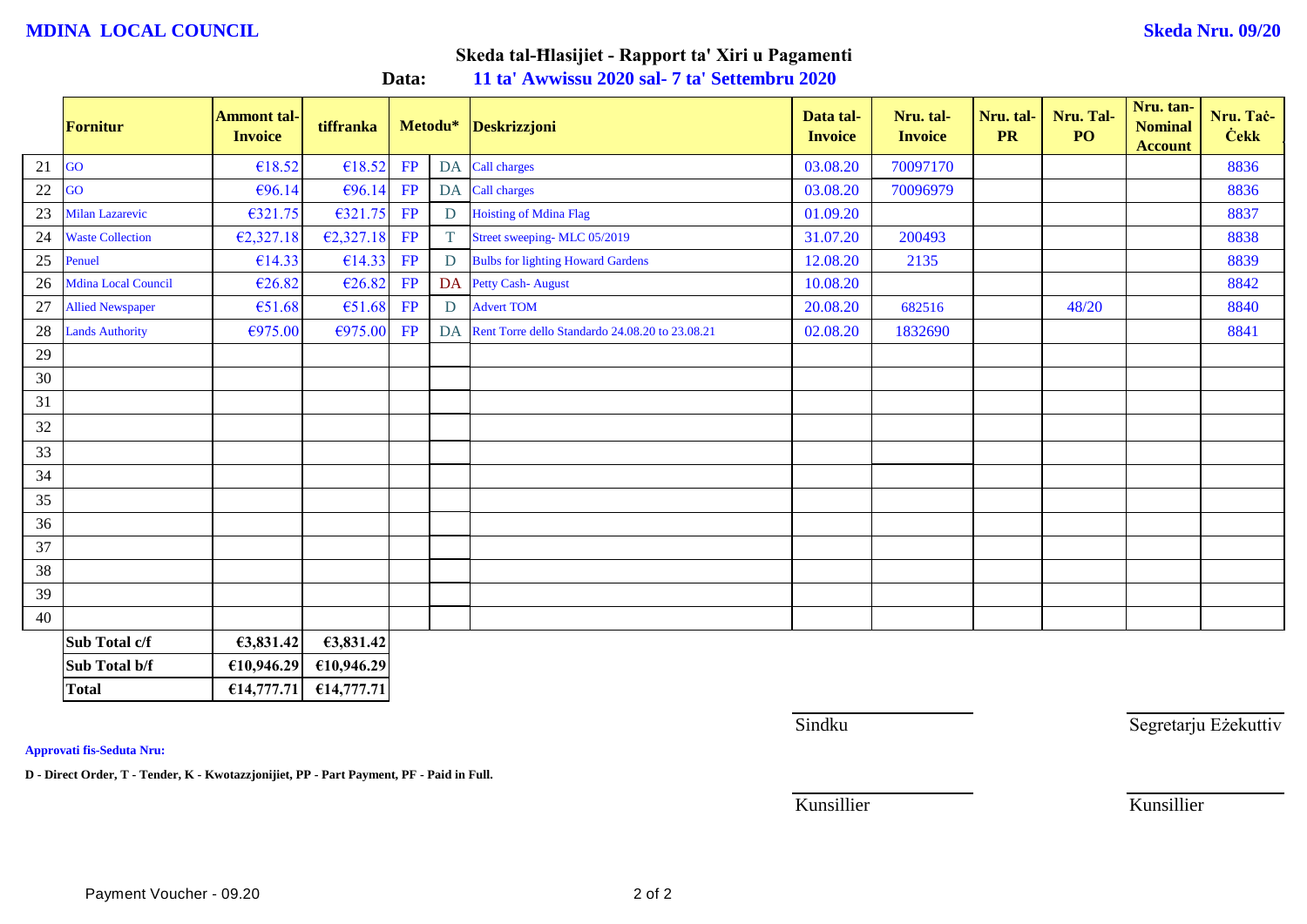**MDINA LOCAL COUNCIL**

**Skeda Nru. 09/20**

## Skeda tal-Ħlasijiet - Rapport ta' Xiri u Pagamenti

**Data:** **11 ta' Awwissu 2020 sal- 7 ta' Settembru 2020**

| | Fornitur | Ammont tal-Invoice | tiffranka | Metodu* | | Deskrizzjoni | Data tal-Invoice | Nru. tal-Invoice | Nru. tal-PR | Nru. Tal-PO | Nru. tan-Nominal Account | Nru. Taċ-Ċekk |
|---|---|---|---|---|---|---|---|---|---|---|---|---|
| 21 | GO | €18.52 | €18.52 | FP | DA | Call charges | 03.08.20 | 70097170 | | | | 8836 |
| 22 | GO | €96.14 | €96.14 | FP | DA | Call charges | 03.08.20 | 70096979 | | | | 8836 |
| 23 | Milan Lazarevic | €321.75 | €321.75 | FP | D | Hoisting of Mdina Flag | 01.09.20 | | | | | 8837 |
| 24 | Waste Collection | €2,327.18 | €2,327.18 | FP | T | Street sweeping- MLC 05/2019 | 31.07.20 | 200493 | | | | 8838 |
| 25 | Penuel | €14.33 | €14.33 | FP | D | Bulbs for lighting Howard Gardens | 12.08.20 | 2135 | | | | 8839 |
| 26 | Mdina Local Council | €26.82 | €26.82 | FP | DA | Petty Cash- August | 10.08.20 | | | | | 8842 |
| 27 | Allied Newspaper | €51.68 | €51.68 | FP | D | Advert TOM | 20.08.20 | 682516 | | 48/20 | | 8840 |
| 28 | Lands Authority | €975.00 | €975.00 | FP | DA | Rent Torre dello Standardo 24.08.20 to 23.08.21 | 02.08.20 | 1832690 | | | | 8841 |
| 29 | | | | | | | | | | | | |
| 30 | | | | | | | | | | | | |
| 31 | | | | | | | | | | | | |
| 32 | | | | | | | | | | | | |
| 33 | | | | | | | | | | | | |
| 34 | | | | | | | | | | | | |
| 35 | | | | | | | | | | | | |
| 36 | | | | | | | | | | | | |
| 37 | | | | | | | | | | | | |
| 38 | | | | | | | | | | | | |
| 39 | | | | | | | | | | | | |
| 40 | | | | | | | | | | | | |
| | **Sub Total c/f** | **€3,831.42** | **€3,831.42** | | | | | | | | | |
| | **Sub Total b/f** | **€10,946.29** | **€10,946.29** | | | | | | | | | |
| | **Total** | **€14,777.71** | **€14,777.71** | | | | | | | | | |

Sindku

Segretarju Eżekuttiv

**Approvati fis-Seduta Nru:**

**D - Direct Order, T - Tender, K - Kwotazzjonijiet, PP - Part Payment, PF - Paid in Full.**

Kunsillier

Kunsillier

Payment Voucher - 09.20